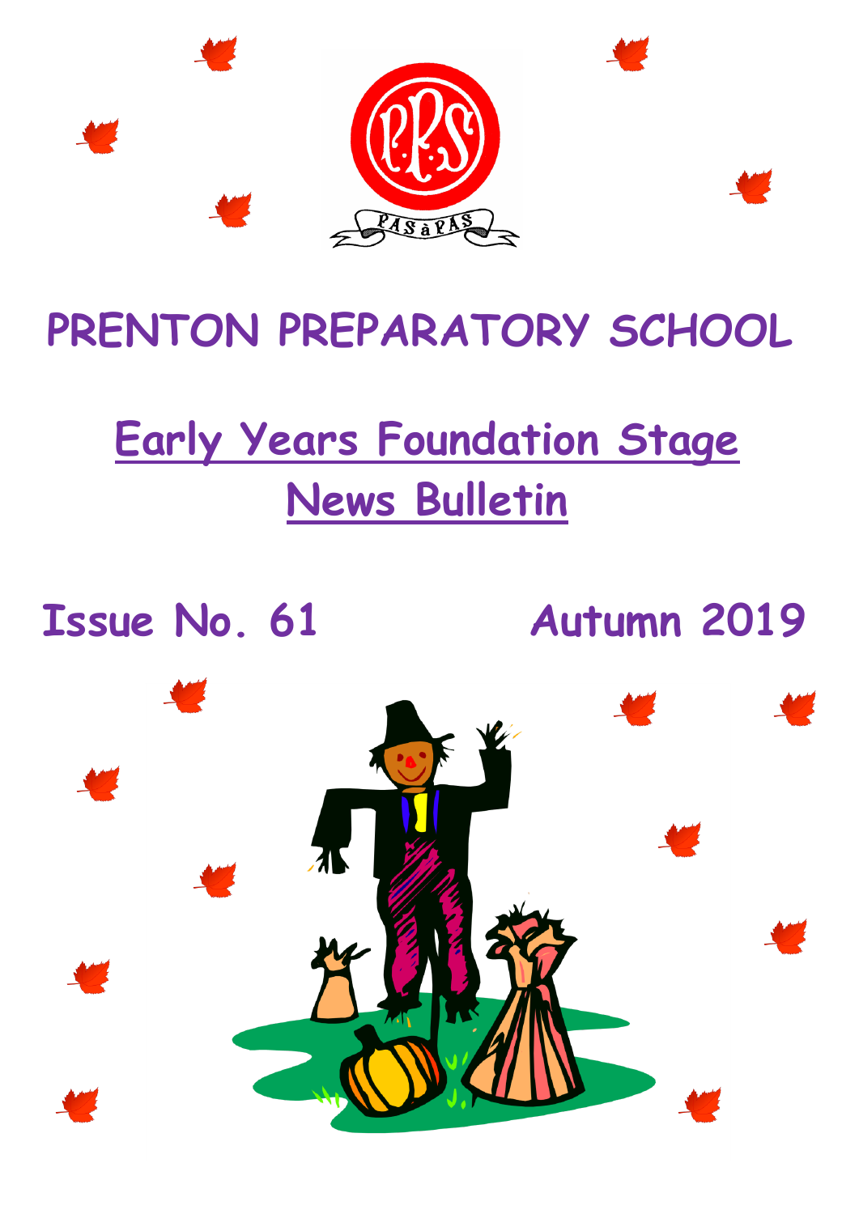PAS à PAS

# PRENTON PREPARATORY SCHOOL

## Early Years Foundation Stage News Bulletin

**Issue No. 61** **Autumn 2019**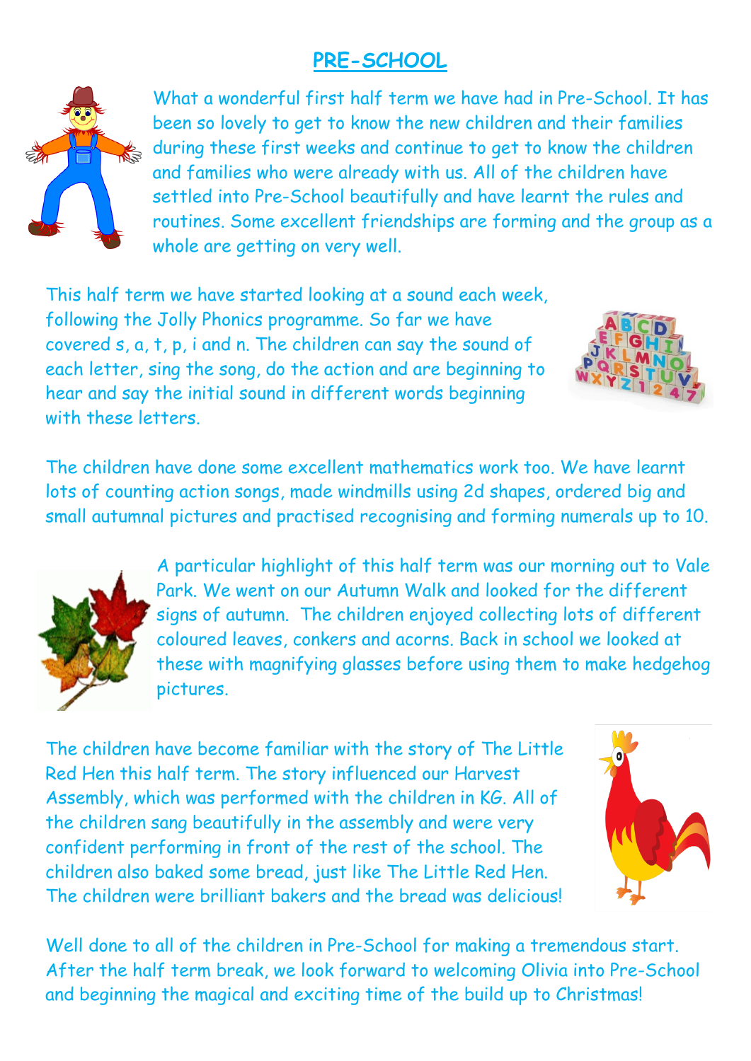# PRE-SCHOOL

What a wonderful first half term we have had in Pre-School. It has been so lovely to get to know the new children and their families during these first weeks and continue to get to know the children and families who were already with us. All of the children have settled into Pre-School beautifully and have learnt the rules and routines. Some excellent friendships are forming and the group as a whole are getting on very well.

This half term we have started looking at a sound each week, following the Jolly Phonics programme. So far we have covered s, a, t, p, i and n. The children can say the sound of each letter, sing the song, do the action and are beginning to hear and say the initial sound in different words beginning with these letters.

The children have done some excellent mathematics work too. We have learnt lots of counting action songs, made windmills using 2d shapes, ordered big and small autumnal pictures and practised recognising and forming numerals up to 10.

A particular highlight of this half term was our morning out to Vale Park. We went on our Autumn Walk and looked for the different signs of autumn. The children enjoyed collecting lots of different coloured leaves, conkers and acorns. Back in school we looked at these with magnifying glasses before using them to make hedgehog pictures.

The children have become familiar with the story of The Little Red Hen this half term. The story influenced our Harvest Assembly, which was performed with the children in KG. All of the children sang beautifully in the assembly and were very confident performing in front of the rest of the school. The children also baked some bread, just like The Little Red Hen. The children were brilliant bakers and the bread was delicious!

Well done to all of the children in Pre-School for making a tremendous start. After the half term break, we look forward to welcoming Olivia into Pre-School and beginning the magical and exciting time of the build up to Christmas!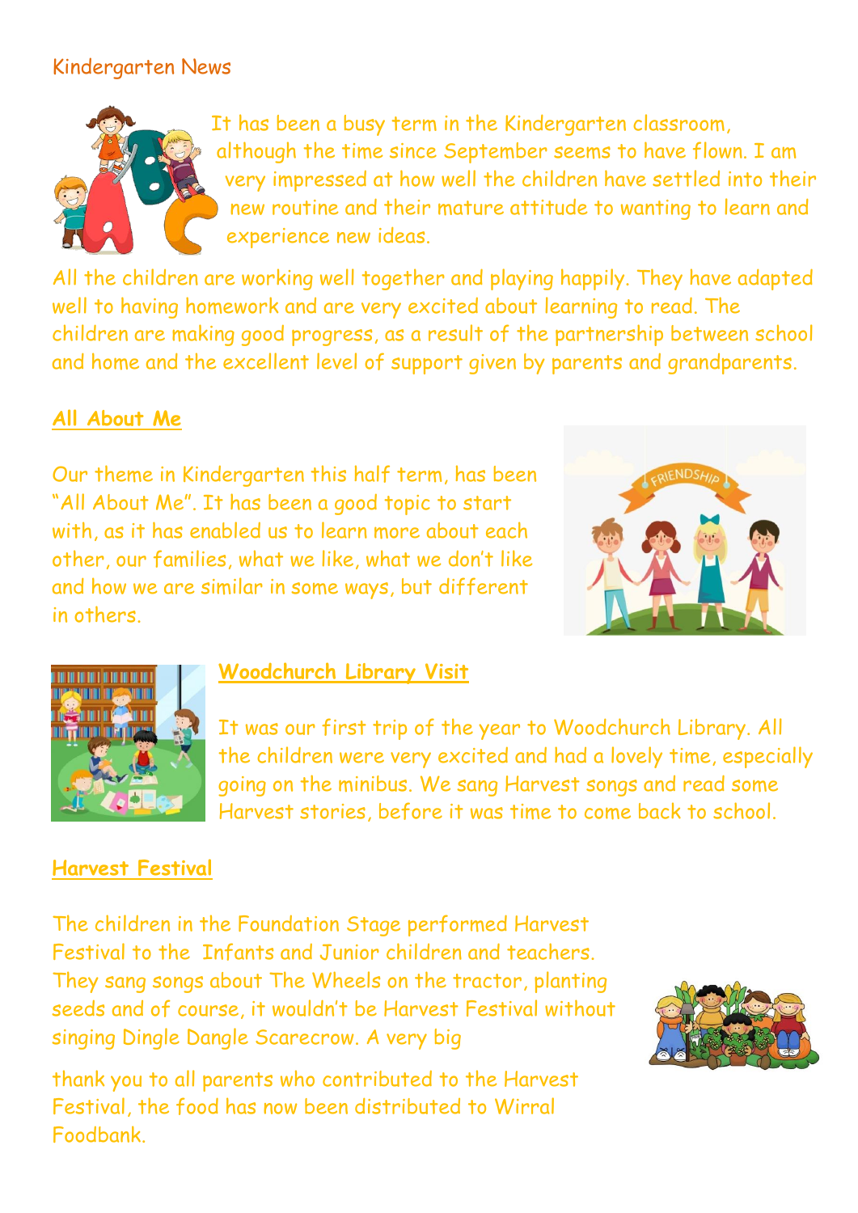Kindergarten News

It has been a busy term in the Kindergarten classroom, although the time since September seems to have flown. I am very impressed at how well the children have settled into their new routine and their mature attitude to wanting to learn and experience new ideas.

All the children are working well together and playing happily. They have adapted well to having homework and are very excited about learning to read. The children are making good progress, as a result of the partnership between school and home and the excellent level of support given by parents and grandparents.

## All About Me

Our theme in Kindergarten this half term, has been "All About Me". It has been a good topic to start with, as it has enabled us to learn more about each other, our families, what we like, what we don't like and how we are similar in some ways, but different in others.

## Woodchurch Library Visit

It was our first trip of the year to Woodchurch Library. All the children were very excited and had a lovely time, especially going on the minibus. We sang Harvest songs and read some Harvest stories, before it was time to come back to school.

## Harvest Festival

The children in the Foundation Stage performed Harvest Festival to the Infants and Junior children and teachers. They sang songs about The Wheels on the tractor, planting seeds and of course, it wouldn't be Harvest Festival without singing Dingle Dangle Scarecrow. A very big

thank you to all parents who contributed to the Harvest Festival, the food has now been distributed to Wirral Foodbank.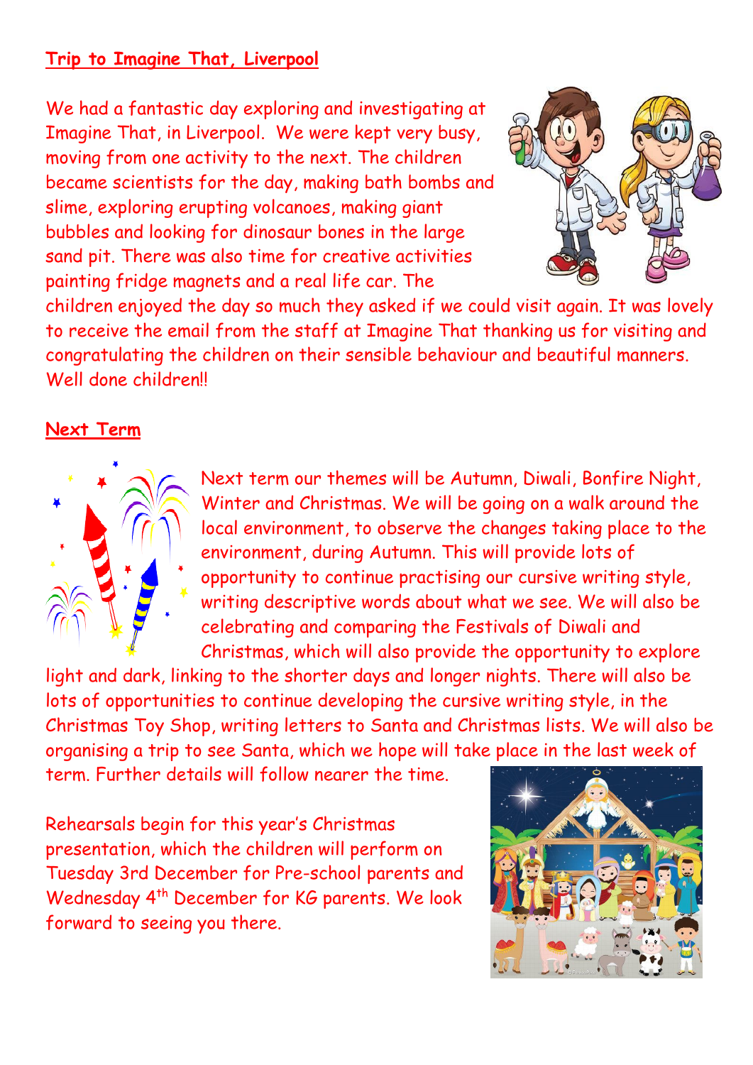## Trip to Imagine That, Liverpool

We had a fantastic day exploring and investigating at Imagine That, in Liverpool. We were kept very busy, moving from one activity to the next. The children became scientists for the day, making bath bombs and slime, exploring erupting volcanoes, making giant bubbles and looking for dinosaur bones in the large sand pit. There was also time for creative activities painting fridge magnets and a real life car. The children enjoyed the day so much they asked if we could visit again. It was lovely to receive the email from the staff at Imagine That thanking us for visiting and congratulating the children on their sensible behaviour and beautiful manners. Well done children!!

## Next Term

Next term our themes will be Autumn, Diwali, Bonfire Night, Winter and Christmas. We will be going on a walk around the local environment, to observe the changes taking place to the environment, during Autumn. This will provide lots of opportunity to continue practising our cursive writing style, writing descriptive words about what we see. We will also be celebrating and comparing the Festivals of Diwali and Christmas, which will also provide the opportunity to explore light and dark, linking to the shorter days and longer nights. There will also be lots of opportunities to continue developing the cursive writing style, in the Christmas Toy Shop, writing letters to Santa and Christmas lists. We will also be organising a trip to see Santa, which we hope will take place in the last week of term. Further details will follow nearer the time.

Rehearsals begin for this year's Christmas presentation, which the children will perform on Tuesday 3rd December for Pre-school parents and Wednesday 4th December for KG parents. We look forward to seeing you there.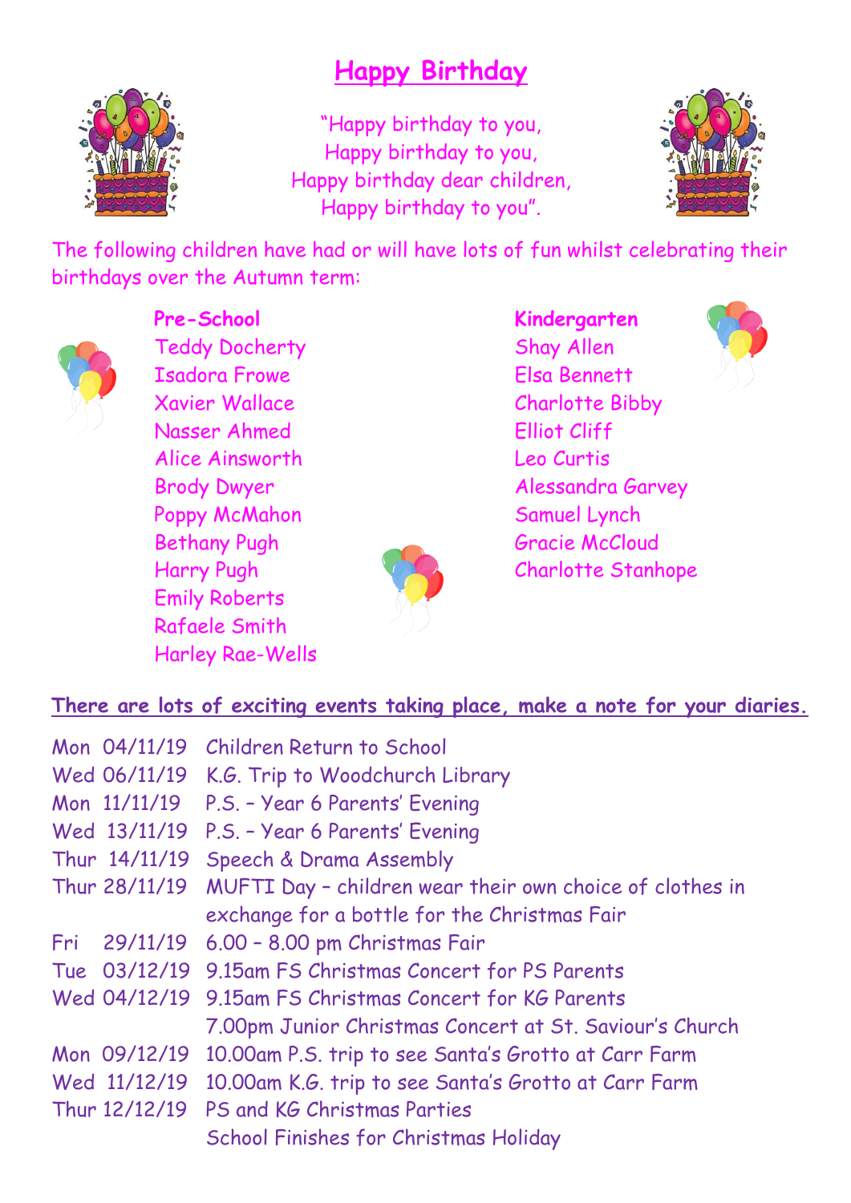# Happy Birthday

"Happy birthday to you,
Happy birthday to you,
Happy birthday dear children,
Happy birthday to you".

The following children have had or will have lots of fun whilst celebrating their birthdays over the Autumn term:

**Pre-School**

Teddy Docherty
Isadora Frowe
Xavier Wallace
Nasser Ahmed
Alice Ainsworth
Brody Dwyer
Poppy McMahon
Bethany Pugh
Harry Pugh
Emily Roberts
Rafaele Smith
Harley Rae-Wells

**Kindergarten**

Shay Allen
Elsa Bennett
Charlotte Bibby
Elliot Cliff
Leo Curtis
Alessandra Garvey
Samuel Lynch
Gracie McCloud
Charlotte Stanhope

## There are lots of exciting events taking place, make a note for your diaries.

| | |
|---|---|
| Mon 04/11/19 | Children Return to School |
| Wed 06/11/19 | K.G. Trip to Woodchurch Library |
| Mon 11/11/19 | P.S. – Year 6 Parents' Evening |
| Wed 13/11/19 | P.S. – Year 6 Parents' Evening |
| Thur 14/11/19 | Speech & Drama Assembly |
| Thur 28/11/19 | MUFTI Day – children wear their own choice of clothes in exchange for a bottle for the Christmas Fair |
| Fri 29/11/19 | 6.00 – 8.00 pm Christmas Fair |
| Tue 03/12/19 | 9.15am FS Christmas Concert for PS Parents |
| Wed 04/12/19 | 9.15am FS Christmas Concert for KG Parents<br>7.00pm Junior Christmas Concert at St. Saviour's Church |
| Mon 09/12/19 | 10.00am P.S. trip to see Santa's Grotto at Carr Farm |
| Wed 11/12/19 | 10.00am K.G. trip to see Santa's Grotto at Carr Farm |
| Thur 12/12/19 | PS and KG Christmas Parties<br>School Finishes for Christmas Holiday |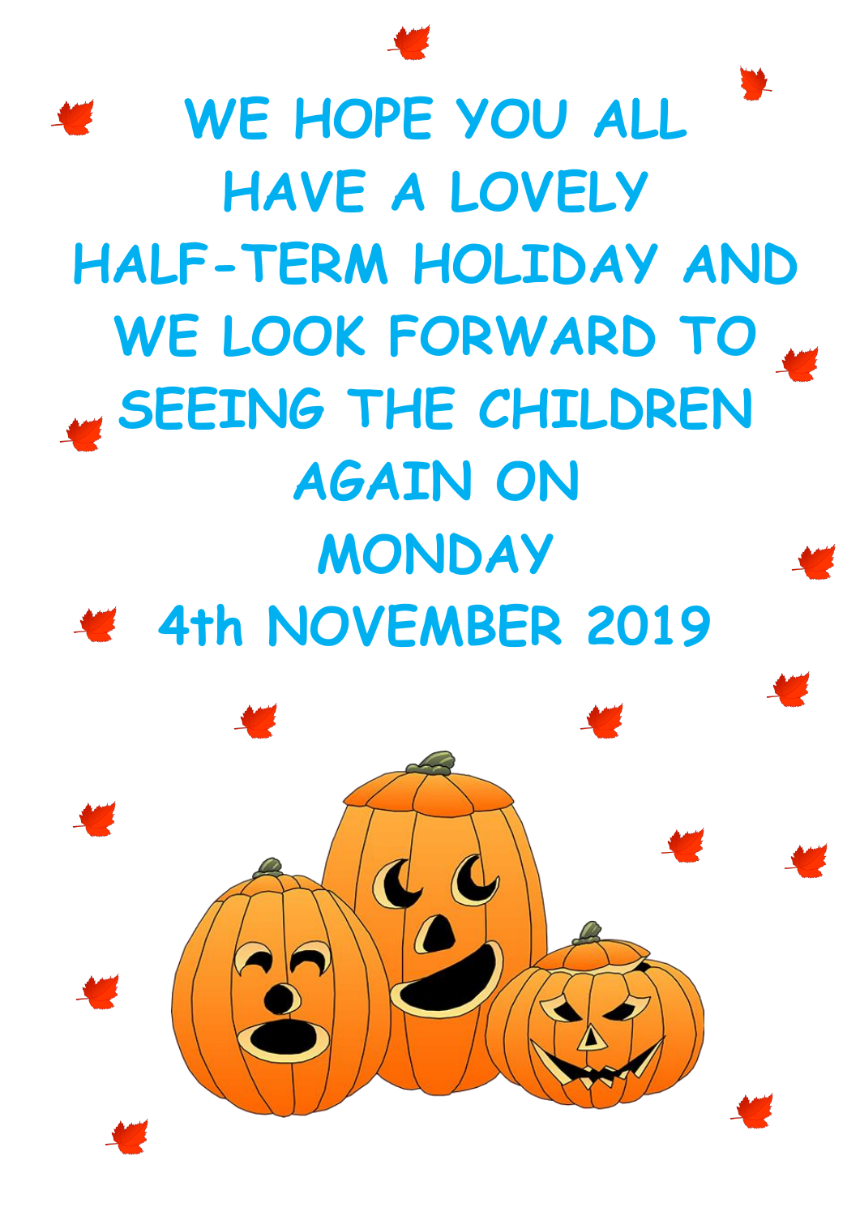# WE HOPE YOU ALL HAVE A LOVELY HALF-TERM HOLIDAY AND WE LOOK FORWARD TO SEEING THE CHILDREN AGAIN ON MONDAY 4th NOVEMBER 2019